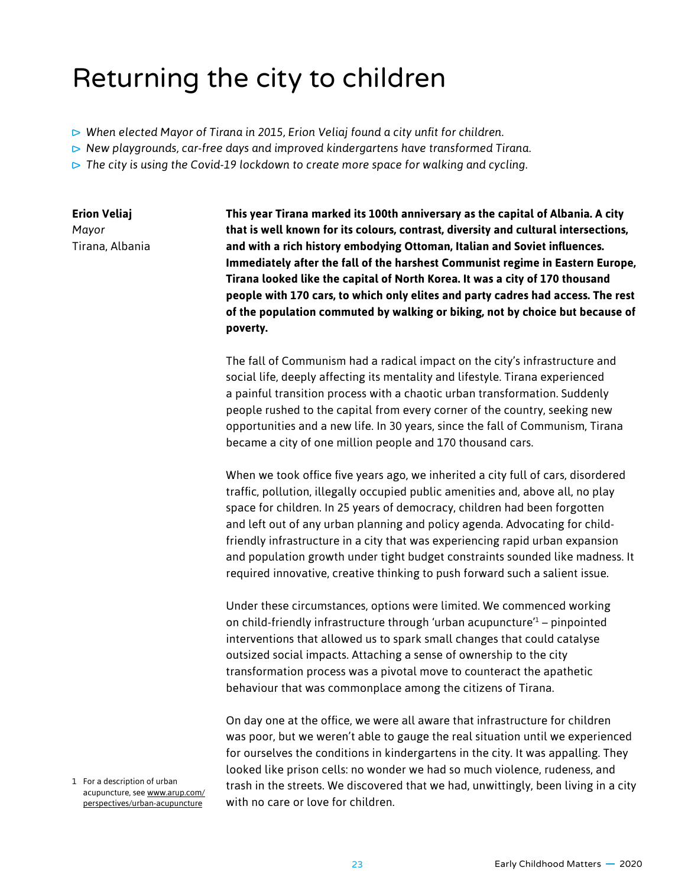# Returning the city to children

- *When elected Mayor of Tirana in 2015, Erion Veliaj found a city unfit for children.*
- *New playgrounds, car-free days and improved kindergartens have transformed Tirana.*
- *The city is using the Covid-19 lockdown to create more space for walking and cycling.*

**Erion Veliaj**
*Mayor*
Tirana, Albania

**This year Tirana marked its 100th anniversary as the capital of Albania. A city that is well known for its colours, contrast, diversity and cultural intersections, and with a rich history embodying Ottoman, Italian and Soviet influences. Immediately after the fall of the harshest Communist regime in Eastern Europe, Tirana looked like the capital of North Korea. It was a city of 170 thousand people with 170 cars, to which only elites and party cadres had access. The rest of the population commuted by walking or biking, not by choice but because of poverty.**

The fall of Communism had a radical impact on the city's infrastructure and social life, deeply affecting its mentality and lifestyle. Tirana experienced a painful transition process with a chaotic urban transformation. Suddenly people rushed to the capital from every corner of the country, seeking new opportunities and a new life. In 30 years, since the fall of Communism, Tirana became a city of one million people and 170 thousand cars.

When we took office five years ago, we inherited a city full of cars, disordered traffic, pollution, illegally occupied public amenities and, above all, no play space for children. In 25 years of democracy, children had been forgotten and left out of any urban planning and policy agenda. Advocating for child-friendly infrastructure in a city that was experiencing rapid urban expansion and population growth under tight budget constraints sounded like madness. It required innovative, creative thinking to push forward such a salient issue.

Under these circumstances, options were limited. We commenced working on child-friendly infrastructure through 'urban acupuncture'[1] – pinpointed interventions that allowed us to spark small changes that could catalyse outsized social impacts. Attaching a sense of ownership to the city transformation process was a pivotal move to counteract the apathetic behaviour that was commonplace among the citizens of Tirana.

On day one at the office, we were all aware that infrastructure for children was poor, but we weren't able to gauge the real situation until we experienced for ourselves the conditions in kindergartens in the city. It was appalling. They looked like prison cells: no wonder we had so much violence, rudeness, and trash in the streets. We discovered that we had, unwittingly, been living in a city with no care or love for children.

1 For a description of urban acupuncture, see www.arup.com/perspectives/urban-acupuncture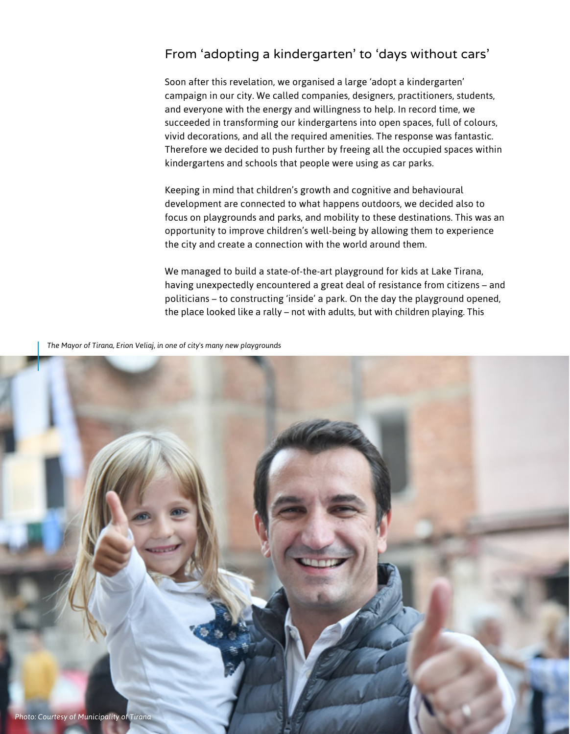## From 'adopting a kindergarten' to 'days without cars'

Soon after this revelation, we organised a large 'adopt a kindergarten' campaign in our city. We called companies, designers, practitioners, students, and everyone with the energy and willingness to help. In record time, we succeeded in transforming our kindergartens into open spaces, full of colours, vivid decorations, and all the required amenities. The response was fantastic. Therefore we decided to push further by freeing all the occupied spaces within kindergartens and schools that people were using as car parks.

Keeping in mind that children's growth and cognitive and behavioural development are connected to what happens outdoors, we decided also to focus on playgrounds and parks, and mobility to these destinations. This was an opportunity to improve children's well-being by allowing them to experience the city and create a connection with the world around them.

We managed to build a state-of-the-art playground for kids at Lake Tirana, having unexpectedly encountered a great deal of resistance from citizens – and politicians – to constructing 'inside' a park. On the day the playground opened, the place looked like a rally – not with adults, but with children playing. This

*The Mayor of Tirana, Erion Veliaj, in one of city's many new playgrounds*

*Photo: Courtesy of Municipality of Tirana*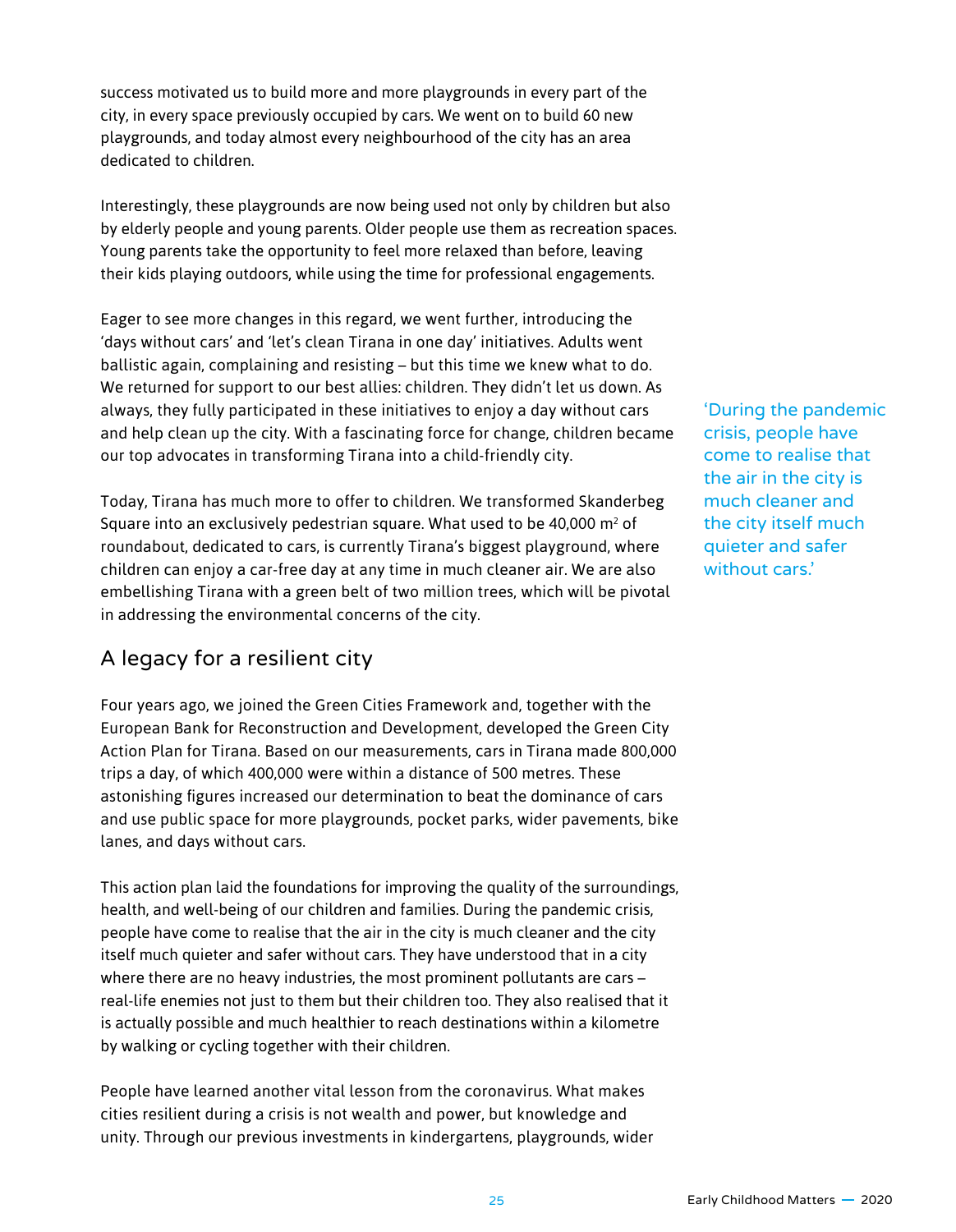success motivated us to build more and more playgrounds in every part of the city, in every space previously occupied by cars. We went on to build 60 new playgrounds, and today almost every neighbourhood of the city has an area dedicated to children.

Interestingly, these playgrounds are now being used not only by children but also by elderly people and young parents. Older people use them as recreation spaces. Young parents take the opportunity to feel more relaxed than before, leaving their kids playing outdoors, while using the time for professional engagements.

Eager to see more changes in this regard, we went further, introducing the 'days without cars' and 'let's clean Tirana in one day' initiatives. Adults went ballistic again, complaining and resisting – but this time we knew what to do. We returned for support to our best allies: children. They didn't let us down. As always, they fully participated in these initiatives to enjoy a day without cars and help clean up the city. With a fascinating force for change, children became our top advocates in transforming Tirana into a child-friendly city.

> 'During the pandemic crisis, people have come to realise that the air in the city is much cleaner and the city itself much quieter and safer without cars.'

Today, Tirana has much more to offer to children. We transformed Skanderbeg Square into an exclusively pedestrian square. What used to be 40,000 $m^2$ of roundabout, dedicated to cars, is currently Tirana's biggest playground, where children can enjoy a car-free day at any time in much cleaner air. We are also embellishing Tirana with a green belt of two million trees, which will be pivotal in addressing the environmental concerns of the city.

## A legacy for a resilient city

Four years ago, we joined the Green Cities Framework and, together with the European Bank for Reconstruction and Development, developed the Green City Action Plan for Tirana. Based on our measurements, cars in Tirana made 800,000 trips a day, of which 400,000 were within a distance of 500 metres. These astonishing figures increased our determination to beat the dominance of cars and use public space for more playgrounds, pocket parks, wider pavements, bike lanes, and days without cars.

This action plan laid the foundations for improving the quality of the surroundings, health, and well-being of our children and families. During the pandemic crisis, people have come to realise that the air in the city is much cleaner and the city itself much quieter and safer without cars. They have understood that in a city where there are no heavy industries, the most prominent pollutants are cars – real-life enemies not just to them but their children too. They also realised that it is actually possible and much healthier to reach destinations within a kilometre by walking or cycling together with their children.

People have learned another vital lesson from the coronavirus. What makes cities resilient during a crisis is not wealth and power, but knowledge and unity. Through our previous investments in kindergartens, playgrounds, wider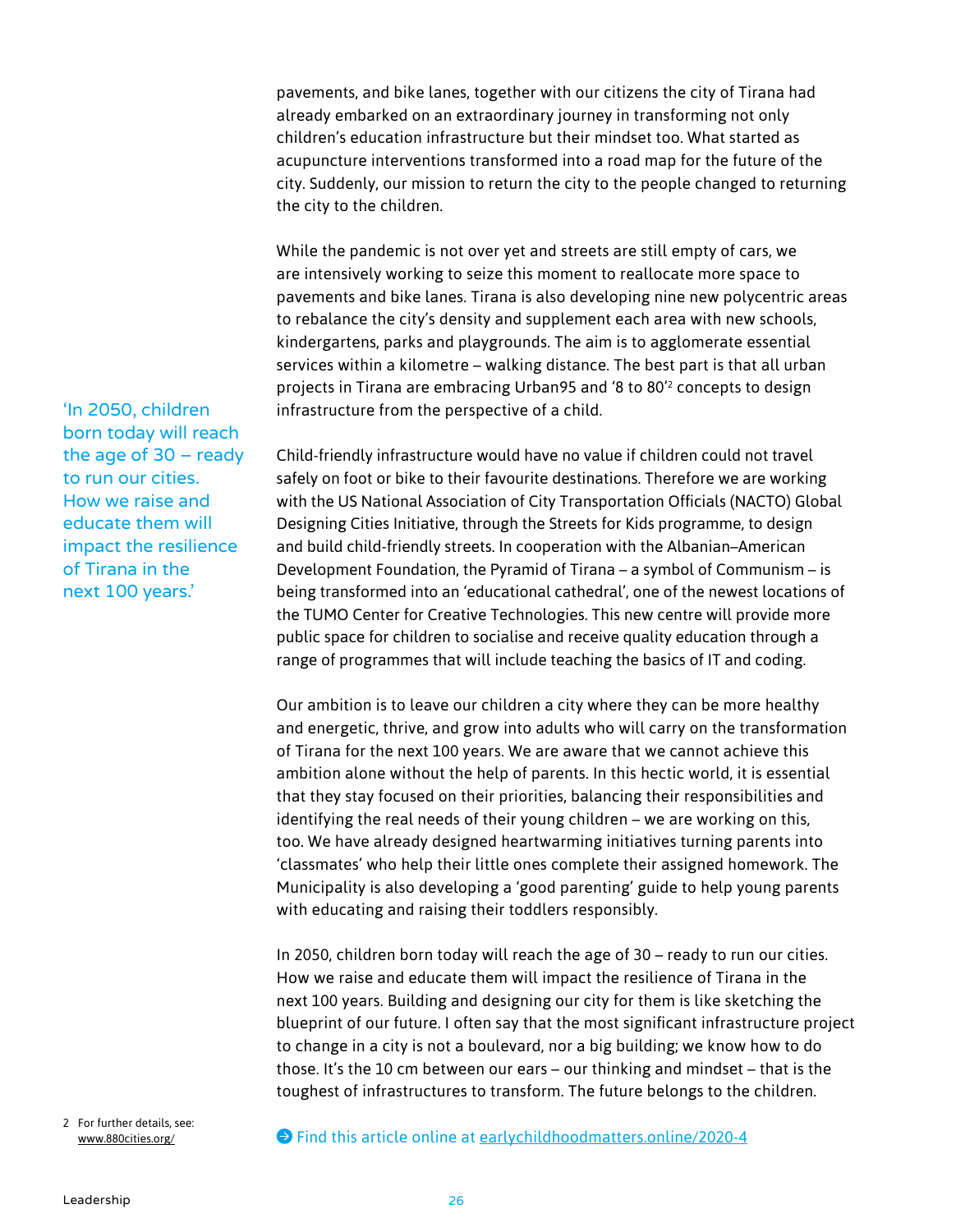pavements, and bike lanes, together with our citizens the city of Tirana had already embarked on an extraordinary journey in transforming not only children's education infrastructure but their mindset too. What started as acupuncture interventions transformed into a road map for the future of the city. Suddenly, our mission to return the city to the people changed to returning the city to the children.

While the pandemic is not over yet and streets are still empty of cars, we are intensively working to seize this moment to reallocate more space to pavements and bike lanes. Tirana is also developing nine new polycentric areas to rebalance the city's density and supplement each area with new schools, kindergartens, parks and playgrounds. The aim is to agglomerate essential services within a kilometre – walking distance. The best part is that all urban projects in Tirana are embracing Urban95 and '8 to 80'[2] concepts to design infrastructure from the perspective of a child.

'In 2050, children born today will reach the age of 30 – ready to run our cities. How we raise and educate them will impact the resilience of Tirana in the next 100 years.'

Child-friendly infrastructure would have no value if children could not travel safely on foot or bike to their favourite destinations. Therefore we are working with the US National Association of City Transportation Officials (NACTO) Global Designing Cities Initiative, through the Streets for Kids programme, to design and build child-friendly streets. In cooperation with the Albanian–American Development Foundation, the Pyramid of Tirana – a symbol of Communism – is being transformed into an 'educational cathedral', one of the newest locations of the TUMO Center for Creative Technologies. This new centre will provide more public space for children to socialise and receive quality education through a range of programmes that will include teaching the basics of IT and coding.

Our ambition is to leave our children a city where they can be more healthy and energetic, thrive, and grow into adults who will carry on the transformation of Tirana for the next 100 years. We are aware that we cannot achieve this ambition alone without the help of parents. In this hectic world, it is essential that they stay focused on their priorities, balancing their responsibilities and identifying the real needs of their young children – we are working on this, too. We have already designed heartwarming initiatives turning parents into 'classmates' who help their little ones complete their assigned homework. The Municipality is also developing a 'good parenting' guide to help young parents with educating and raising their toddlers responsibly.

In 2050, children born today will reach the age of 30 – ready to run our cities. How we raise and educate them will impact the resilience of Tirana in the next 100 years. Building and designing our city for them is like sketching the blueprint of our future. I often say that the most significant infrastructure project to change in a city is not a boulevard, nor a big building; we know how to do those. It's the 10 cm between our ears – our thinking and mindset – that is the toughest of infrastructures to transform. The future belongs to the children.

➔ Find this article online at earlychildhoodmatters.online/2020-4

2 For further details, see: www.880cities.org/